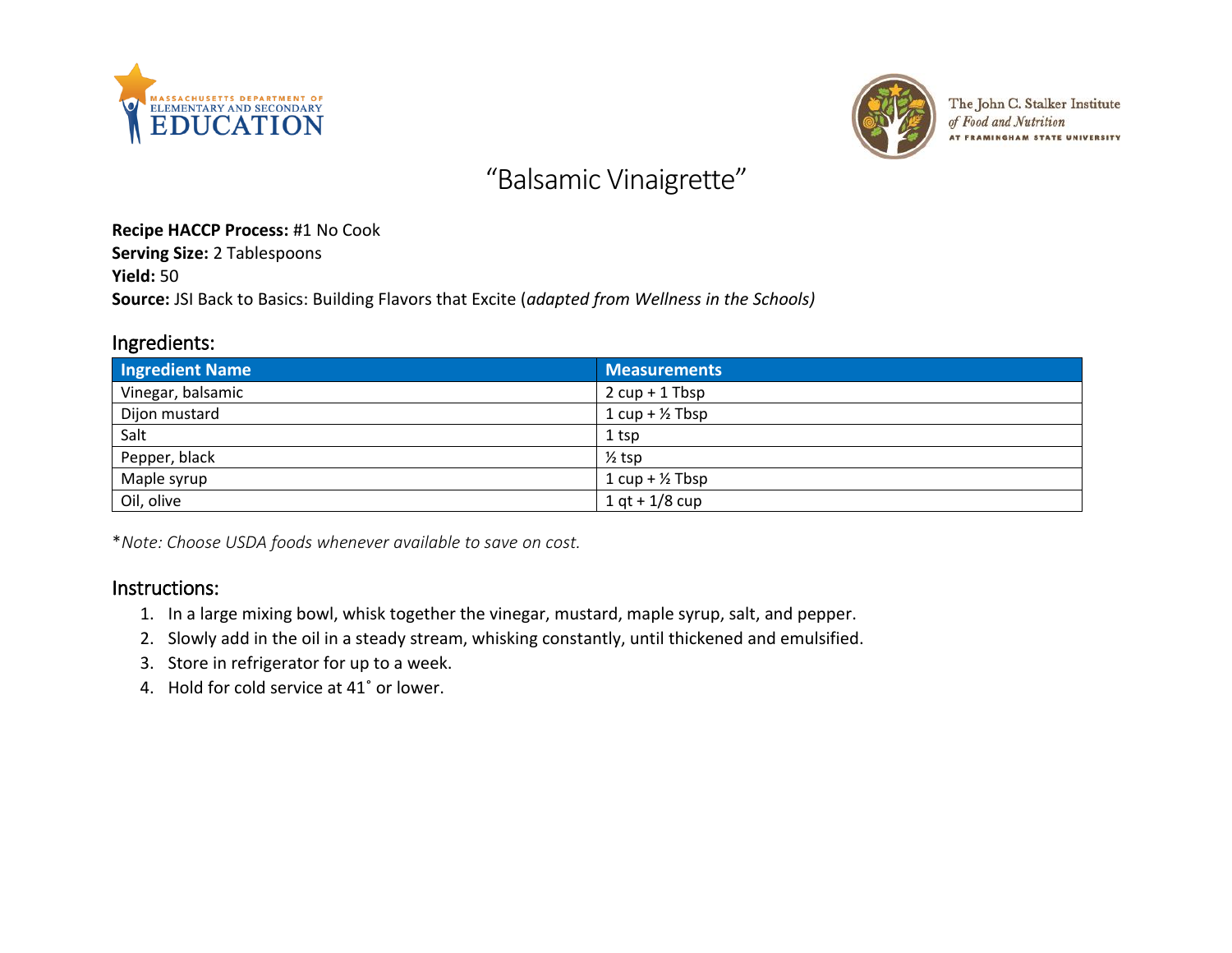# "Balsamic Vinaigrette"

**Recipe HACCP Process:** #1 No Cook
**Serving Size:** 2 Tablespoons
**Yield:** 50
**Source:** JSI Back to Basics: Building Flavors that Excite (*adapted from Wellness in the Schools)*

## Ingredients:

| Ingredient Name | Measurements |
|---|---|
| Vinegar, balsamic | 2 cup + 1 Tbsp |
| Dijon mustard | 1 cup + ½ Tbsp |
| Salt | 1 tsp |
| Pepper, black | ½ tsp |
| Maple syrup | 1 cup + ½ Tbsp |
| Oil, olive | 1 qt + 1/8 cup |

*\*Note: Choose USDA foods whenever available to save on cost.*

## Instructions:

1. In a large mixing bowl, whisk together the vinegar, mustard, maple syrup, salt, and pepper.
2. Slowly add in the oil in a steady stream, whisking constantly, until thickened and emulsified.
3. Store in refrigerator for up to a week.
4. Hold for cold service at 41˚ or lower.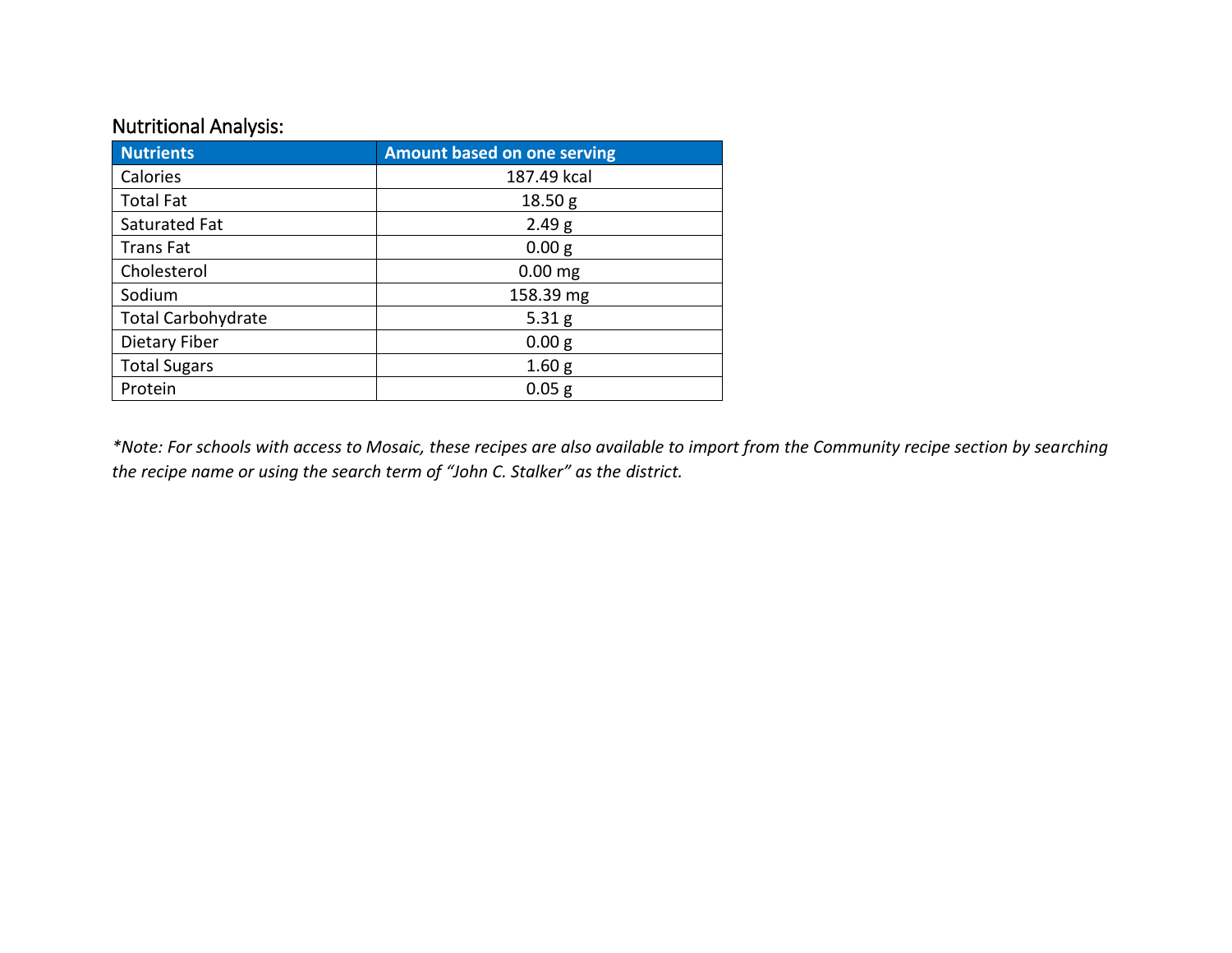Nutritional Analysis:

| Nutrients | Amount based on one serving |
| --- | --- |
| Calories | 187.49 kcal |
| Total Fat | 18.50 g |
| Saturated Fat | 2.49 g |
| Trans Fat | 0.00 g |
| Cholesterol | 0.00 mg |
| Sodium | 158.39 mg |
| Total Carbohydrate | 5.31 g |
| Dietary Fiber | 0.00 g |
| Total Sugars | 1.60 g |
| Protein | 0.05 g |

*\*Note: For schools with access to Mosaic, these recipes are also available to import from the Community recipe section by searching the recipe name or using the search term of "John C. Stalker" as the district.*